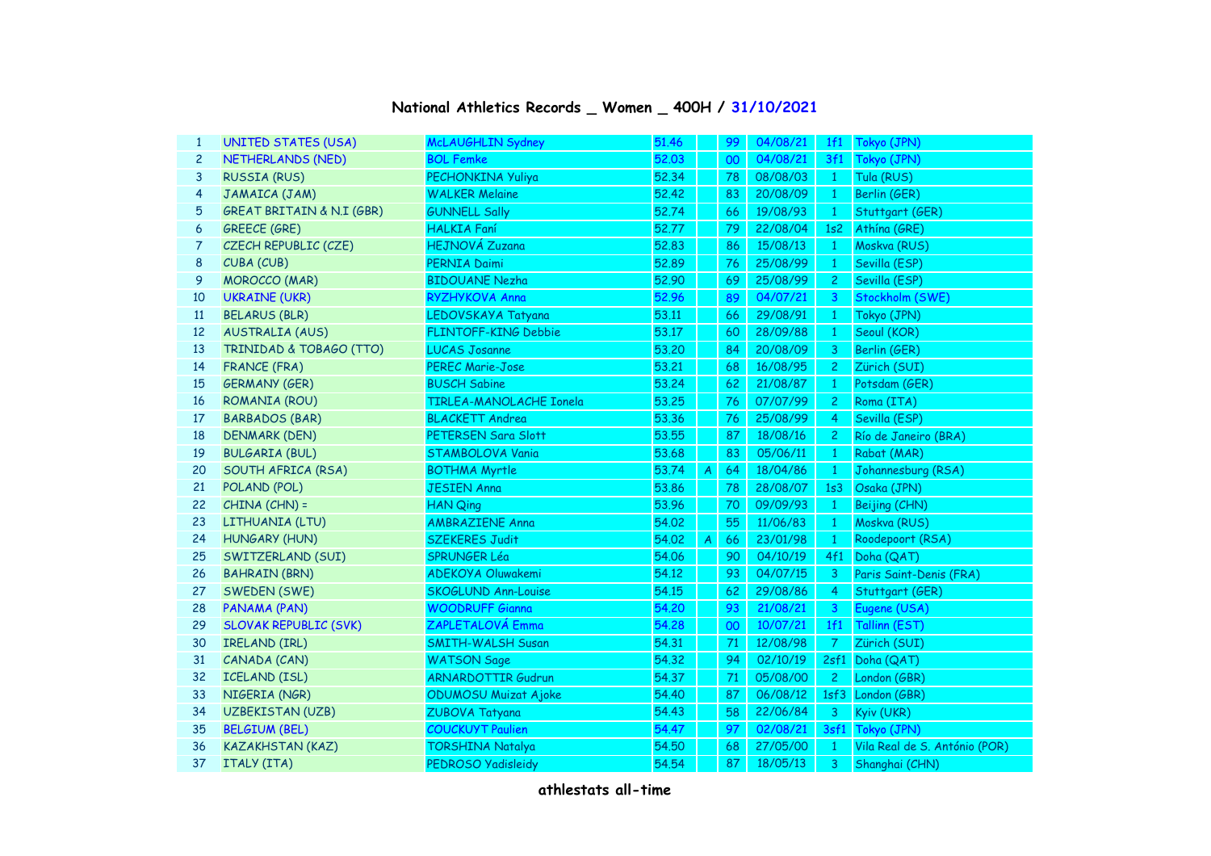# National Athletics Records _ Women _ 400H / 31/10/2021

| | | | | | | | | |
|---|---|---|---|---|---|---|---|---|
| 1 | UNITED STATES (USA) | McLAUGHLIN Sydney | 51.46 | | 99 | 04/08/21 | 1f1 | Tokyo (JPN) |
| 2 | NETHERLANDS (NED) | BOL Femke | 52.03 | | 00 | 04/08/21 | 3f1 | Tokyo (JPN) |
| 3 | RUSSIA (RUS) | PECHONKINA Yuliya | 52.34 | | 78 | 08/08/03 | 1 | Tula (RUS) |
| 4 | JAMAICA (JAM) | WALKER Melaine | 52.42 | | 83 | 20/08/09 | 1 | Berlin (GER) |
| 5 | GREAT BRITAIN & N.I (GBR) | GUNNELL Sally | 52.74 | | 66 | 19/08/93 | 1 | Stuttgart (GER) |
| 6 | GREECE (GRE) | HALKIA Faní | 52.77 | | 79 | 22/08/04 | 1s2 | Athína (GRE) |
| 7 | CZECH REPUBLIC (CZE) | HEJNOVÁ Zuzana | 52.83 | | 86 | 15/08/13 | 1 | Moskva (RUS) |
| 8 | CUBA (CUB) | PERNIA Daimi | 52.89 | | 76 | 25/08/99 | 1 | Sevilla (ESP) |
| 9 | MOROCCO (MAR) | BIDOUANE Nezha | 52.90 | | 69 | 25/08/99 | 2 | Sevilla (ESP) |
| 10 | UKRAINE (UKR) | RYZHYKOVA Anna | 52.96 | | 89 | 04/07/21 | 3 | Stockholm (SWE) |
| 11 | BELARUS (BLR) | LEDOVSKAYA Tatyana | 53.11 | | 66 | 29/08/91 | 1 | Tokyo (JPN) |
| 12 | AUSTRALIA (AUS) | FLINTOFF-KING Debbie | 53.17 | | 60 | 28/09/88 | 1 | Seoul (KOR) |
| 13 | TRINIDAD & TOBAGO (TTO) | LUCAS Josanne | 53.20 | | 84 | 20/08/09 | 3 | Berlin (GER) |
| 14 | FRANCE (FRA) | PEREC Marie-Jose | 53.21 | | 68 | 16/08/95 | 2 | Zürich (SUI) |
| 15 | GERMANY (GER) | BUSCH Sabine | 53.24 | | 62 | 21/08/87 | 1 | Potsdam (GER) |
| 16 | ROMANIA (ROU) | TIRLEA-MANOLACHE Ionela | 53.25 | | 76 | 07/07/99 | 2 | Roma (ITA) |
| 17 | BARBADOS (BAR) | BLACKETT Andrea | 53.36 | | 76 | 25/08/99 | 4 | Sevilla (ESP) |
| 18 | DENMARK (DEN) | PETERSEN Sara Slott | 53.55 | | 87 | 18/08/16 | 2 | Río de Janeiro (BRA) |
| 19 | BULGARIA (BUL) | STAMBOLOVA Vania | 53.68 | | 83 | 05/06/11 | 1 | Rabat (MAR) |
| 20 | SOUTH AFRICA (RSA) | BOTHMA Myrtle | 53.74 | A | 64 | 18/04/86 | 1 | Johannesburg (RSA) |
| 21 | POLAND (POL) | JESIEN Anna | 53.86 | | 78 | 28/08/07 | 1s3 | Osaka (JPN) |
| 22 | CHINA (CHN) = | HAN Qing | 53.96 | | 70 | 09/09/93 | 1 | Beijing (CHN) |
| 23 | LITHUANIA (LTU) | AMBRAZIENE Anna | 54.02 | | 55 | 11/06/83 | 1 | Moskva (RUS) |
| 24 | HUNGARY (HUN) | SZEKERES Judit | 54.02 | A | 66 | 23/01/98 | 1 | Roodepoort (RSA) |
| 25 | SWITZERLAND (SUI) | SPRUNGER Léa | 54.06 | | 90 | 04/10/19 | 4f1 | Doha (QAT) |
| 26 | BAHRAIN (BRN) | ADEKOYA Oluwakemi | 54.12 | | 93 | 04/07/15 | 3 | Paris Saint-Denis (FRA) |
| 27 | SWEDEN (SWE) | SKOGLUND Ann-Louise | 54.15 | | 62 | 29/08/86 | 4 | Stuttgart (GER) |
| 28 | PANAMA (PAN) | WOODRUFF Gianna | 54.20 | | 93 | 21/08/21 | 3 | Eugene (USA) |
| 29 | SLOVAK REPUBLIC (SVK) | ZAPLETALOVÁ Emma | 54.28 | | 00 | 10/07/21 | 1f1 | Tallinn (EST) |
| 30 | IRELAND (IRL) | SMITH-WALSH Susan | 54.31 | | 71 | 12/08/98 | 7 | Zürich (SUI) |
| 31 | CANADA (CAN) | WATSON Sage | 54.32 | | 94 | 02/10/19 | 2sf1 | Doha (QAT) |
| 32 | ICELAND (ISL) | ARNARDOTTIR Gudrun | 54.37 | | 71 | 05/08/00 | 2 | London (GBR) |
| 33 | NIGERIA (NGR) | ODUMOSU Muizat Ajoke | 54.40 | | 87 | 06/08/12 | 1sf3 | London (GBR) |
| 34 | UZBEKISTAN (UZB) | ZUBOVA Tatyana | 54.43 | | 58 | 22/06/84 | 3 | Kyiv (UKR) |
| 35 | BELGIUM (BEL) | COUCKUYT Paulien | 54.47 | | 97 | 02/08/21 | 3sf1 | Tokyo (JPN) |
| 36 | KAZAKHSTAN (KAZ) | TORSHINA Natalya | 54.50 | | 68 | 27/05/00 | 1 | Vila Real de S. António (POR) |
| 37 | ITALY (ITA) | PEDROSO Yadisleidy | 54.54 | | 87 | 18/05/13 | 3 | Shanghai (CHN) |

athlestats all-time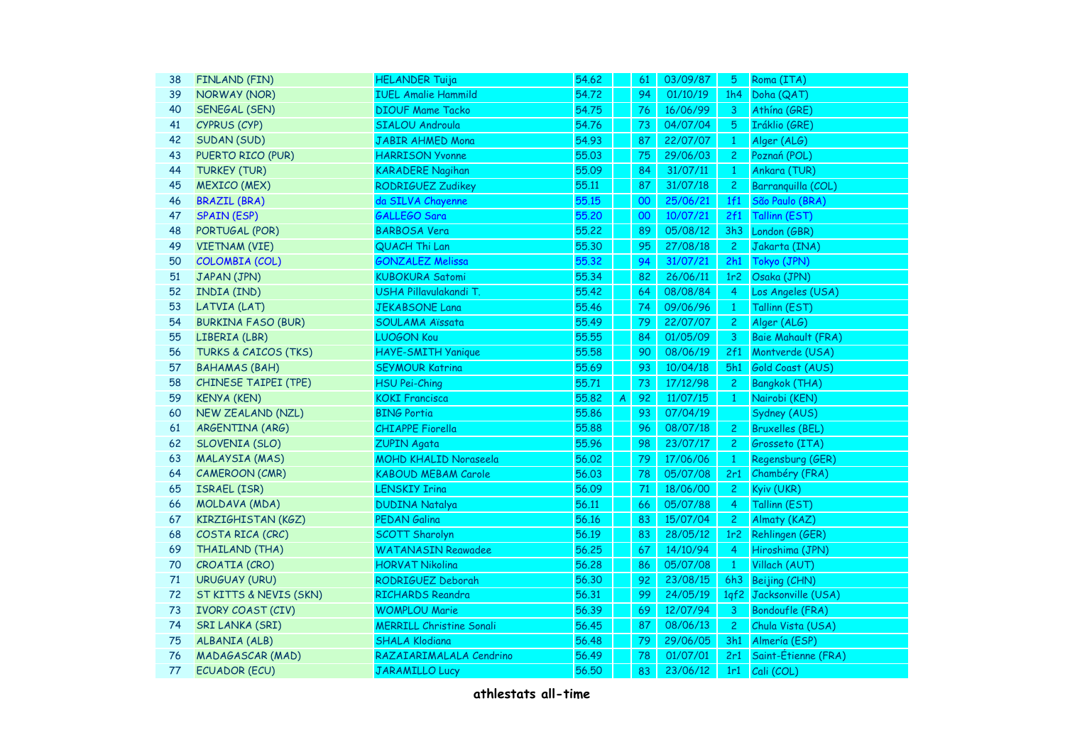| | | | | | | | | |
|---|---|---|---|---|---|---|---|---|
| 38 | FINLAND (FIN) | HELANDER Tuija | 54.62 | | 61 | 03/09/87 | 5 | Roma (ITA) |
| 39 | NORWAY (NOR) | IUEL Amalie Hammild | 54.72 | | 94 | 01/10/19 | 1h4 | Doha (QAT) |
| 40 | SENEGAL (SEN) | DIOUF Mame Tacko | 54.75 | | 76 | 16/06/99 | 3 | Athína (GRE) |
| 41 | CYPRUS (CYP) | SIALOU Androula | 54.76 | | 73 | 04/07/04 | 5 | Iráklio (GRE) |
| 42 | SUDAN (SUD) | JABIR AHMED Mona | 54.93 | | 87 | 22/07/07 | 1 | Alger (ALG) |
| 43 | PUERTO RICO (PUR) | HARRISON Yvonne | 55.03 | | 75 | 29/06/03 | 2 | Poznań (POL) |
| 44 | TURKEY (TUR) | KARADERE Nagihan | 55.09 | | 84 | 31/07/11 | 1 | Ankara (TUR) |
| 45 | MEXICO (MEX) | RODRIGUEZ Zudikey | 55.11 | | 87 | 31/07/18 | 2 | Barranquilla (COL) |
| 46 | BRAZIL (BRA) | da SILVA Chayenne | 55.15 | | 00 | 25/06/21 | 1f1 | São Paulo (BRA) |
| 47 | SPAIN (ESP) | GALLEGO Sara | 55.20 | | 00 | 10/07/21 | 2f1 | Tallinn (EST) |
| 48 | PORTUGAL (POR) | BARBOSA Vera | 55.22 | | 89 | 05/08/12 | 3h3 | London (GBR) |
| 49 | VIETNAM (VIE) | QUACH Thi Lan | 55.30 | | 95 | 27/08/18 | 2 | Jakarta (INA) |
| 50 | COLOMBIA (COL) | GONZALEZ Melissa | 55.32 | | 94 | 31/07/21 | 2h1 | Tokyo (JPN) |
| 51 | JAPAN (JPN) | KUBOKURA Satomi | 55.34 | | 82 | 26/06/11 | 1r2 | Osaka (JPN) |
| 52 | INDIA (IND) | USHA Pillavulakandi T. | 55.42 | | 64 | 08/08/84 | 4 | Los Angeles (USA) |
| 53 | LATVIA (LAT) | JEKABSONE Lana | 55.46 | | 74 | 09/06/96 | 1 | Tallinn (EST) |
| 54 | BURKINA FASO (BUR) | SOULAMA Aïssata | 55.49 | | 79 | 22/07/07 | 2 | Alger (ALG) |
| 55 | LIBERIA (LBR) | LUOGON Kou | 55.55 | | 84 | 01/05/09 | 3 | Baie Mahault (FRA) |
| 56 | TURKS & CAICOS (TKS) | HAYE-SMITH Yanique | 55.58 | | 90 | 08/06/19 | 2f1 | Montverde (USA) |
| 57 | BAHAMAS (BAH) | SEYMOUR Katrina | 55.69 | | 93 | 10/04/18 | 5h1 | Gold Coast (AUS) |
| 58 | CHINESE TAIPEI (TPE) | HSU Pei-Ching | 55.71 | | 73 | 17/12/98 | 2 | Bangkok (THA) |
| 59 | KENYA (KEN) | KOKI Francisca | 55.82 | A | 92 | 11/07/15 | 1 | Nairobi (KEN) |
| 60 | NEW ZEALAND (NZL) | BING Portia | 55.86 | | 93 | 07/04/19 | | Sydney (AUS) |
| 61 | ARGENTINA (ARG) | CHIAPPE Fiorella | 55.88 | | 96 | 08/07/18 | 2 | Bruxelles (BEL) |
| 62 | SLOVENIA (SLO) | ZUPIN Agata | 55.96 | | 98 | 23/07/17 | 2 | Grosseto (ITA) |
| 63 | MALAYSIA (MAS) | MOHD KHALID Noraseela | 56.02 | | 79 | 17/06/06 | 1 | Regensburg (GER) |
| 64 | CAMEROON (CMR) | KABOUD MEBAM Carole | 56.03 | | 78 | 05/07/08 | 2r1 | Chambéry (FRA) |
| 65 | ISRAEL (ISR) | LENSKIY Irina | 56.09 | | 71 | 18/06/00 | 2 | Kyiv (UKR) |
| 66 | MOLDAVA (MDA) | DUDINA Natalya | 56.11 | | 66 | 05/07/88 | 4 | Tallinn (EST) |
| 67 | KIRZIGHISTAN (KGZ) | PEDAN Galina | 56.16 | | 83 | 15/07/04 | 2 | Almaty (KAZ) |
| 68 | COSTA RICA (CRC) | SCOTT Sharolyn | 56.19 | | 83 | 28/05/12 | 1r2 | Rehlingen (GER) |
| 69 | THAILAND (THA) | WATANASIN Reawadee | 56.25 | | 67 | 14/10/94 | 4 | Hiroshima (JPN) |
| 70 | CROATIA (CRO) | HORVAT Nikolina | 56.28 | | 86 | 05/07/08 | 1 | Villach (AUT) |
| 71 | URUGUAY (URU) | RODRIGUEZ Deborah | 56.30 | | 92 | 23/08/15 | 6h3 | Beijing (CHN) |
| 72 | ST KITTS & NEVIS (SKN) | RICHARDS Reandra | 56.31 | | 99 | 24/05/19 | 1qf2 | Jacksonville (USA) |
| 73 | IVORY COAST (CIV) | WOMPLOU Marie | 56.39 | | 69 | 12/07/94 | 3 | Bondoufle (FRA) |
| 74 | SRI LANKA (SRI) | MERRILL Christine Sonali | 56.45 | | 87 | 08/06/13 | 2 | Chula Vista (USA) |
| 75 | ALBANIA (ALB) | SHALA Klodiana | 56.48 | | 79 | 29/06/05 | 3h1 | Almería (ESP) |
| 76 | MADAGASCAR (MAD) | RAZAIARIMALALA Cendrino | 56.49 | | 78 | 01/07/01 | 2r1 | Saint-Étienne (FRA) |
| 77 | ECUADOR (ECU) | JARAMILLO Lucy | 56.50 | | 83 | 23/06/12 | 1r1 | Cali (COL) |

**athlestats all-time**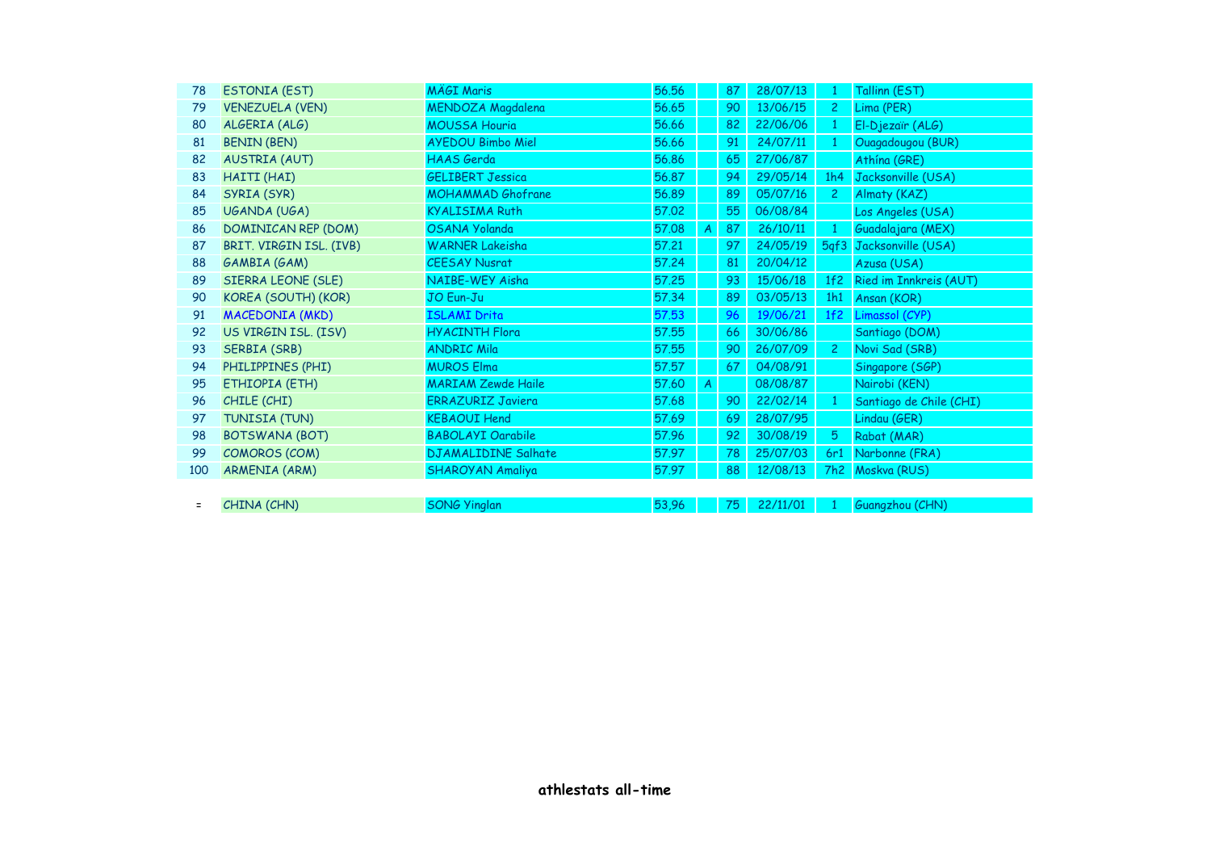| | | | | | | | | |
|---|---|---|---|---|---|---|---|---|
| 78 | ESTONIA (EST) | MÄGI Maris | 56.56 | | 87 | 28/07/13 | 1 | Tallinn (EST) |
| 79 | VENEZUELA (VEN) | MENDOZA Magdalena | 56.65 | | 90 | 13/06/15 | 2 | Lima (PER) |
| 80 | ALGERIA (ALG) | MOUSSA Houria | 56.66 | | 82 | 22/06/06 | 1 | El-Djezair (ALG) |
| 81 | BENIN (BEN) | AYEDOU Bimbo Miel | 56.66 | | 91 | 24/07/11 | 1 | Ouagadougou (BUR) |
| 82 | AUSTRIA (AUT) | HAAS Gerda | 56.86 | | 65 | 27/06/87 | | Athína (GRE) |
| 83 | HAITI (HAI) | GELIBERT Jessica | 56.87 | | 94 | 29/05/14 | 1h4 | Jacksonville (USA) |
| 84 | SYRIA (SYR) | MOHAMMAD Ghofrane | 56.89 | | 89 | 05/07/16 | 2 | Almaty (KAZ) |
| 85 | UGANDA (UGA) | KYALISIMA Ruth | 57.02 | | 55 | 06/08/84 | | Los Angeles (USA) |
| 86 | DOMINICAN REP (DOM) | OSANA Yolanda | 57.08 | A | 87 | 26/10/11 | 1 | Guadalajara (MEX) |
| 87 | BRIT. VIRGIN ISL. (IVB) | WARNER Lakeisha | 57.21 | | 97 | 24/05/19 | 5qf3 | Jacksonville (USA) |
| 88 | GAMBIA (GAM) | CEESAY Nusrat | 57.24 | | 81 | 20/04/12 | | Azusa (USA) |
| 89 | SIERRA LEONE (SLE) | NAIBE-WEY Aisha | 57.25 | | 93 | 15/06/18 | 1f2 | Ried im Innkreis (AUT) |
| 90 | KOREA (SOUTH) (KOR) | JO Eun-Ju | 57.34 | | 89 | 03/05/13 | 1h1 | Ansan (KOR) |
| 91 | MACEDONIA (MKD) | ISLAMI Drita | 57.53 | | 96 | 19/06/21 | 1f2 | Limassol (CYP) |
| 92 | US VIRGIN ISL. (ISV) | HYACINTH Flora | 57.55 | | 66 | 30/06/86 | | Santiago (DOM) |
| 93 | SERBIA (SRB) | ANDRIC Mila | 57.55 | | 90 | 26/07/09 | 2 | Novi Sad (SRB) |
| 94 | PHILIPPINES (PHI) | MUROS Elma | 57.57 | | 67 | 04/08/91 | | Singapore (SGP) |
| 95 | ETHIOPIA (ETH) | MARIAM Zewde Haile | 57.60 | A | | 08/08/87 | | Nairobi (KEN) |
| 96 | CHILE (CHI) | ERRAZURIZ Javiera | 57.68 | | 90 | 22/02/14 | 1 | Santiago de Chile (CHI) |
| 97 | TUNISIA (TUN) | KEBAOUI Hend | 57.69 | | 69 | 28/07/95 | | Lindau (GER) |
| 98 | BOTSWANA (BOT) | BABOLAYI Oarabile | 57.96 | | 92 | 30/08/19 | 5 | Rabat (MAR) |
| 99 | COMOROS (COM) | DJAMALIDINE Salhate | 57.97 | | 78 | 25/07/03 | 6r1 | Narbonne (FRA) |
| 100 | ARMENIA (ARM) | SHAROYAN Amaliya | 57.97 | | 88 | 12/08/13 | 7h2 | Moskva (RUS) |
| | | | | | | | | |
| = | CHINA (CHN) | SONG Yinglan | 53,96 | | 75 | 22/11/01 | 1 | Guangzhou (CHN) |

**athlestats all-time**